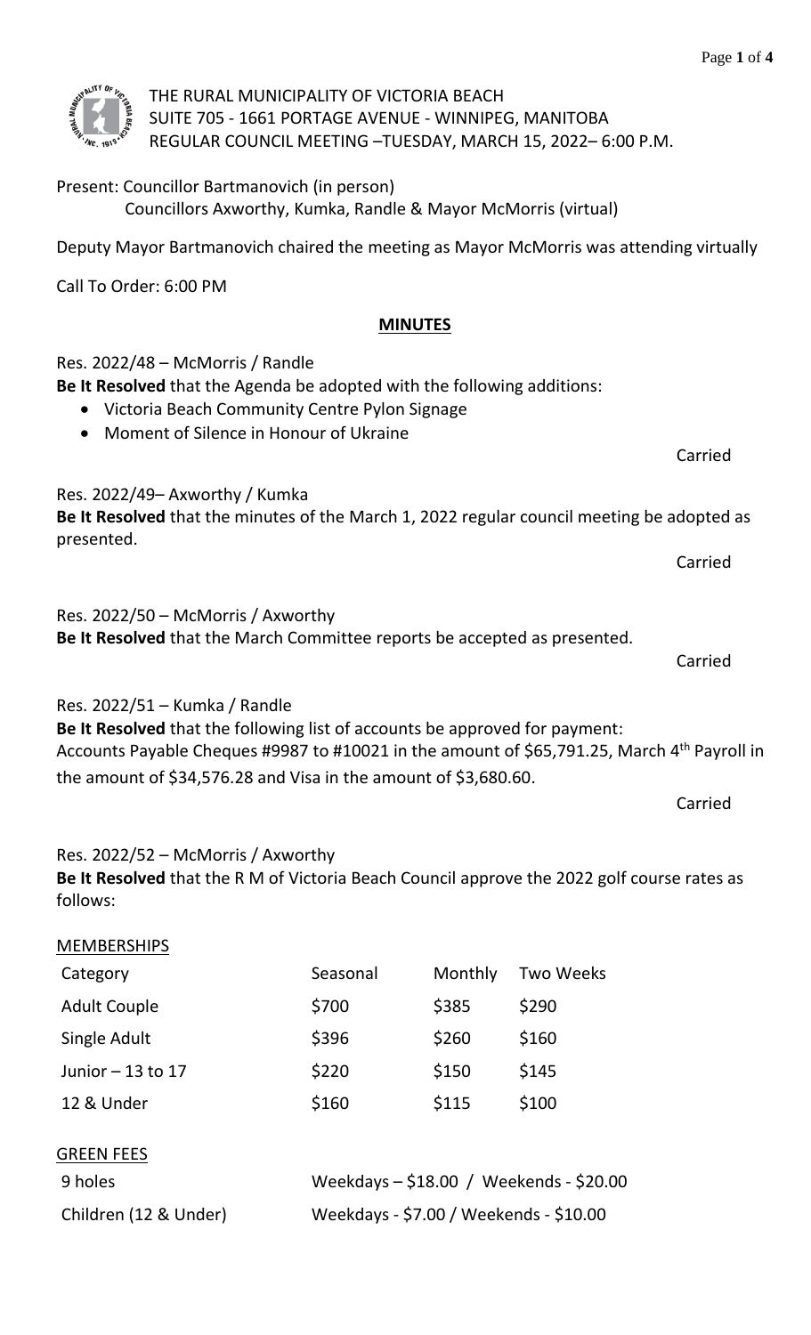THE RURAL MUNICIPALITY OF VICTORIA BEACH
SUITE 705 - 1661 PORTAGE AVENUE - WINNIPEG, MANITOBA
REGULAR COUNCIL MEETING –TUESDAY, MARCH 15, 2022– 6:00 P.M.

Present: Councillor Bartmanovich (in person)
Councillors Axworthy, Kumka, Randle & Mayor McMorris (virtual)

Deputy Mayor Bartmanovich chaired the meeting as Mayor McMorris was attending virtually

Call To Order: 6:00 PM

## MINUTES

Res. 2022/48 – McMorris / Randle
**Be It Resolved** that the Agenda be adopted with the following additions:

- Victoria Beach Community Centre Pylon Signage
- Moment of Silence in Honour of Ukraine

Carried

Res. 2022/49– Axworthy / Kumka
**Be It Resolved** that the minutes of the March 1, 2022 regular council meeting be adopted as presented.

Carried

Res. 2022/50 – McMorris / Axworthy
**Be It Resolved** that the March Committee reports be accepted as presented.

Carried

Res. 2022/51 – Kumka / Randle
**Be It Resolved** that the following list of accounts be approved for payment:
Accounts Payable Cheques #9987 to #10021 in the amount of $65,791.25, March 4th Payroll in the amount of $34,576.28 and Visa in the amount of $3,680.60.

Carried

Res. 2022/52 – McMorris / Axworthy
**Be It Resolved** that the R M of Victoria Beach Council approve the 2022 golf course rates as follows:

MEMBERSHIPS

| Category | Seasonal | Monthly | Two Weeks |
|---|---|---|---|
| Adult Couple | $700 | $385 | $290 |
| Single Adult | $396 | $260 | $160 |
| Junior – 13 to 17 | $220 | $150 | $145 |
| 12 & Under | $160 | $115 | $100 |

GREEN FEES

| | |
|---|---|
| 9 holes | Weekdays – $18.00 / Weekends - $20.00 |
| Children (12 & Under) | Weekdays - $7.00 / Weekends - $10.00 |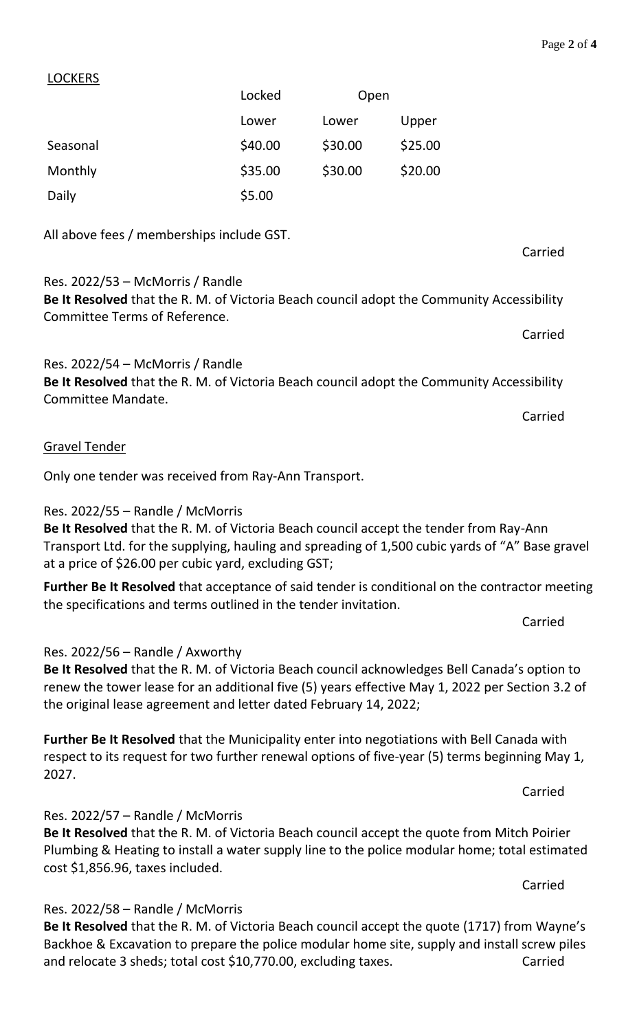LOCKERS

| | Locked | Open | |
|---|---|---|---|
| | Lower | Lower | Upper |
| Seasonal | $40.00 | $30.00 | $25.00 |
| Monthly | $35.00 | $30.00 | $20.00 |
| Daily | $5.00 | | |

All above fees / memberships include GST.

Carried

Res. 2022/53 – McMorris / Randle
**Be It Resolved** that the R. M. of Victoria Beach council adopt the Community Accessibility Committee Terms of Reference.

Carried

Res. 2022/54 – McMorris / Randle
**Be It Resolved** that the R. M. of Victoria Beach council adopt the Community Accessibility Committee Mandate.

Carried

Gravel Tender

Only one tender was received from Ray-Ann Transport.

Res. 2022/55 – Randle / McMorris
**Be It Resolved** that the R. M. of Victoria Beach council accept the tender from Ray-Ann Transport Ltd. for the supplying, hauling and spreading of 1,500 cubic yards of "A" Base gravel at a price of $26.00 per cubic yard, excluding GST;

**Further Be It Resolved** that acceptance of said tender is conditional on the contractor meeting the specifications and terms outlined in the tender invitation.

Carried

Res. 2022/56 – Randle / Axworthy
**Be It Resolved** that the R. M. of Victoria Beach council acknowledges Bell Canada's option to renew the tower lease for an additional five (5) years effective May 1, 2022 per Section 3.2 of the original lease agreement and letter dated February 14, 2022;

**Further Be It Resolved** that the Municipality enter into negotiations with Bell Canada with respect to its request for two further renewal options of five-year (5) terms beginning May 1, 2027.

Carried

Res. 2022/57 – Randle / McMorris
**Be It Resolved** that the R. M. of Victoria Beach council accept the quote from Mitch Poirier Plumbing & Heating to install a water supply line to the police modular home; total estimated cost $1,856.96, taxes included.

Carried

Res. 2022/58 – Randle / McMorris
**Be It Resolved** that the R. M. of Victoria Beach council accept the quote (1717) from Wayne's Backhoe & Excavation to prepare the police modular home site, supply and install screw piles and relocate 3 sheds; total cost $10,770.00, excluding taxes.

Carried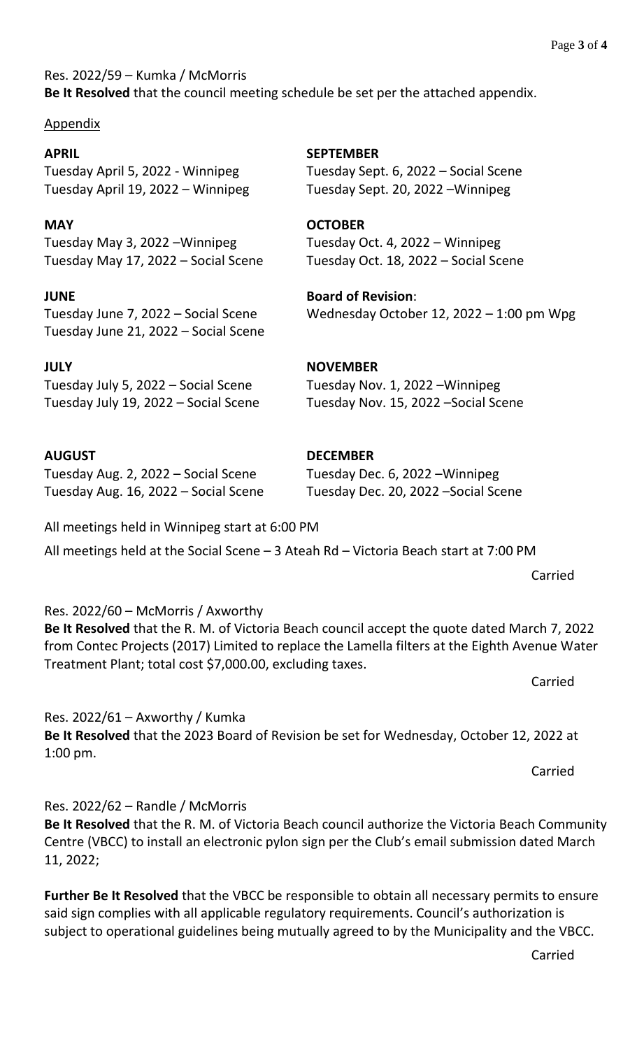Res. 2022/59 – Kumka / McMorris
**Be It Resolved** that the council meeting schedule be set per the attached appendix.

Appendix

**APRIL**
Tuesday April 5, 2022 - Winnipeg
Tuesday April 19, 2022 – Winnipeg

**MAY**
Tuesday May 3, 2022 –Winnipeg
Tuesday May 17, 2022 – Social Scene

**JUNE**
Tuesday June 7, 2022 – Social Scene
Tuesday June 21, 2022 – Social Scene

**JULY**
Tuesday July 5, 2022 – Social Scene
Tuesday July 19, 2022 – Social Scene

**AUGUST**
Tuesday Aug. 2, 2022 – Social Scene
Tuesday Aug. 16, 2022 – Social Scene

**SEPTEMBER**
Tuesday Sept. 6, 2022 – Social Scene
Tuesday Sept. 20, 2022 –Winnipeg

**OCTOBER**
Tuesday Oct. 4, 2022 – Winnipeg
Tuesday Oct. 18, 2022 – Social Scene

**Board of Revision**:
Wednesday October 12, 2022 – 1:00 pm Wpg

**NOVEMBER**
Tuesday Nov. 1, 2022 –Winnipeg
Tuesday Nov. 15, 2022 –Social Scene

**DECEMBER**
Tuesday Dec. 6, 2022 –Winnipeg
Tuesday Dec. 20, 2022 –Social Scene

All meetings held in Winnipeg start at 6:00 PM

All meetings held at the Social Scene – 3 Ateah Rd – Victoria Beach start at 7:00 PM

Carried

Res. 2022/60 – McMorris / Axworthy
**Be It Resolved** that the R. M. of Victoria Beach council accept the quote dated March 7, 2022 from Contec Projects (2017) Limited to replace the Lamella filters at the Eighth Avenue Water Treatment Plant; total cost $7,000.00, excluding taxes.

Carried

Res. 2022/61 – Axworthy / Kumka
**Be It Resolved** that the 2023 Board of Revision be set for Wednesday, October 12, 2022 at 1:00 pm.

Carried

Res. 2022/62 – Randle / McMorris
**Be It Resolved** that the R. M. of Victoria Beach council authorize the Victoria Beach Community Centre (VBCC) to install an electronic pylon sign per the Club's email submission dated March 11, 2022;

**Further Be It Resolved** that the VBCC be responsible to obtain all necessary permits to ensure said sign complies with all applicable regulatory requirements. Council's authorization is subject to operational guidelines being mutually agreed to by the Municipality and the VBCC.

Carried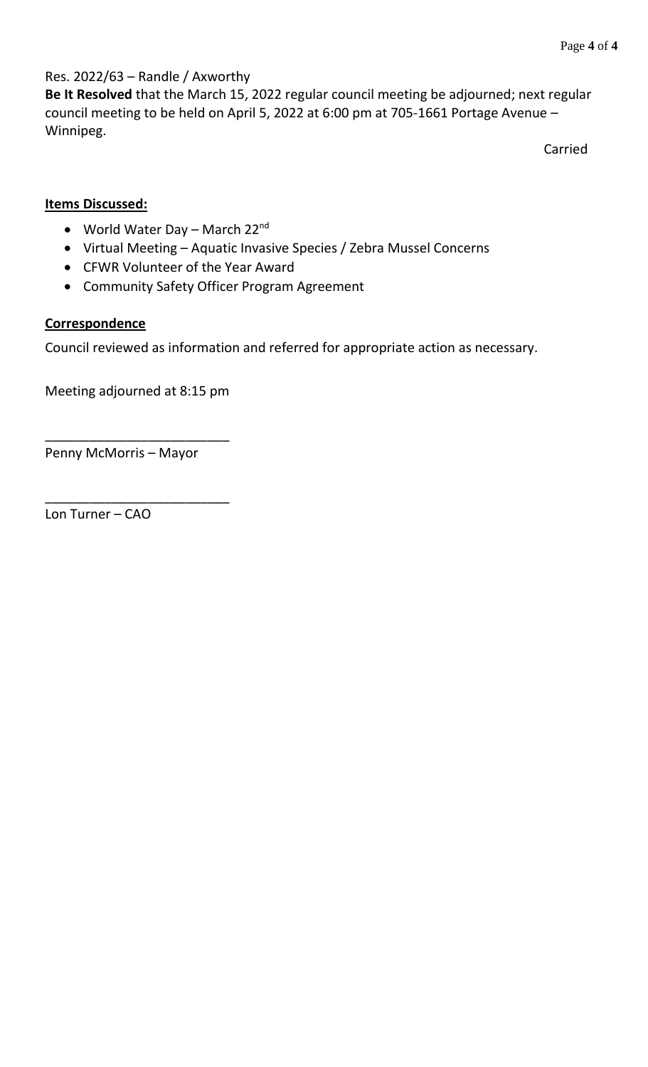Res. 2022/63 – Randle / Axworthy

**Be It Resolved** that the March 15, 2022 regular council meeting be adjourned; next regular council meeting to be held on April 5, 2022 at 6:00 pm at 705-1661 Portage Avenue – Winnipeg.

Carried

**Items Discussed:**

- World Water Day – March 22nd
- Virtual Meeting – Aquatic Invasive Species / Zebra Mussel Concerns
- CFWR Volunteer of the Year Award
- Community Safety Officer Program Agreement

**Correspondence**

Council reviewed as information and referred for appropriate action as necessary.

Meeting adjourned at 8:15 pm

_________________________

Penny McMorris – Mayor

_________________________

Lon Turner – CAO